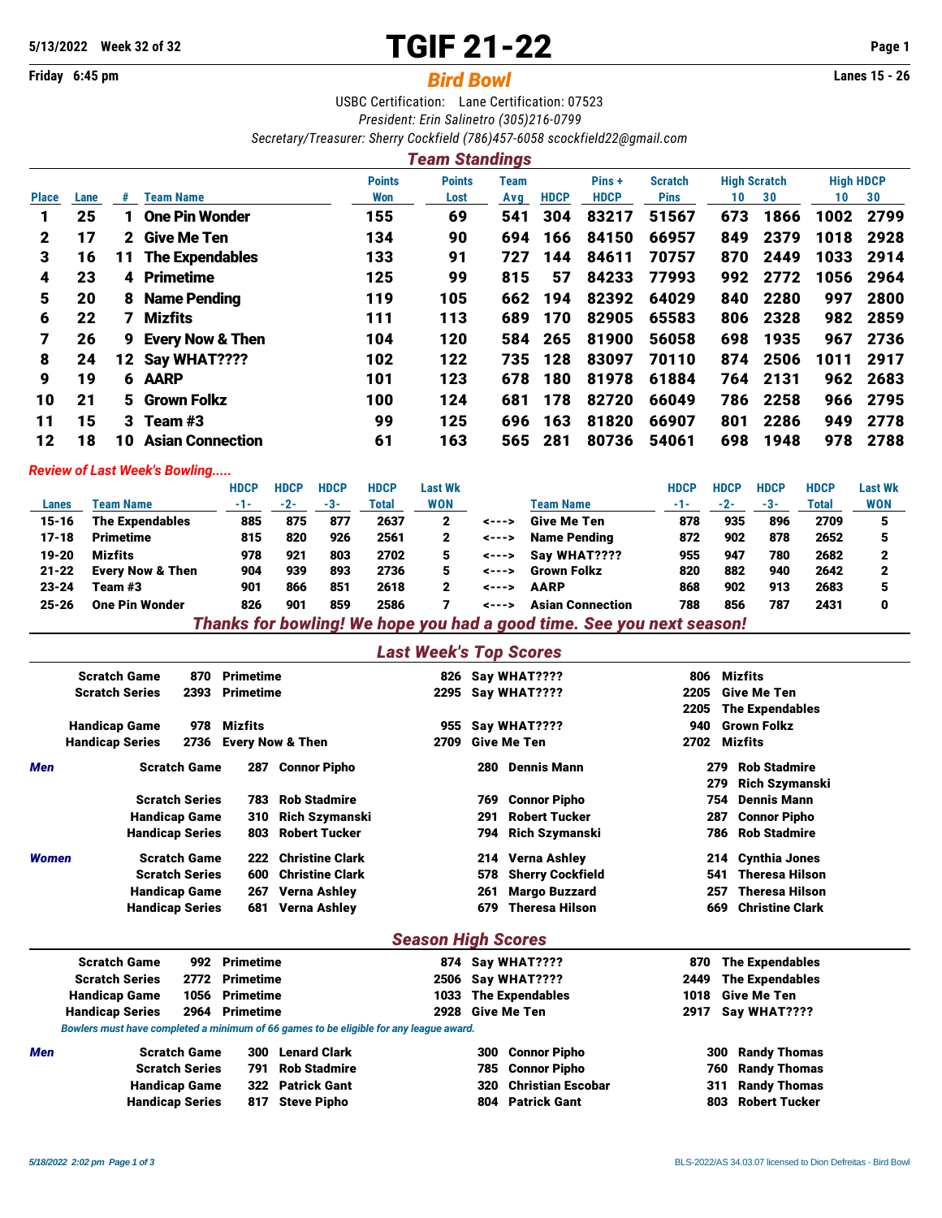5/13/2022 Week 32 of 32

Friday 6:45 pm

# TGIF 21-22

## Bird Bowl

Lanes 15 - 26

USBC Certification: Lane Certification: 07523

*President: Erin Salinetro (305)216-0799*

*Secretary/Treasurer: Sherry Cockfield (786)457-6058 scockfield22@gmail.com*

## Team Standings

| Place | Lane | # | Team Name | Points Won | Points Lost | Team Avg | HDCP | Pins + HDCP | Scratch Pins | High Scratch 10 | High Scratch 30 | High HDCP 10 | High HDCP 30 |
|---|---|---|---|---|---|---|---|---|---|---|---|---|---|
| 1 | 25 | 1 | One Pin Wonder | 155 | 69 | 541 | 304 | 83217 | 51567 | 673 | 1866 | 1002 | 2799 |
| 2 | 17 | 2 | Give Me Ten | 134 | 90 | 694 | 166 | 84150 | 66957 | 849 | 2379 | 1018 | 2928 |
| 3 | 16 | 11 | The Expendables | 133 | 91 | 727 | 144 | 84611 | 70757 | 870 | 2449 | 1033 | 2914 |
| 4 | 23 | 4 | Primetime | 125 | 99 | 815 | 57 | 84233 | 77993 | 992 | 2772 | 1056 | 2964 |
| 5 | 20 | 8 | Name Pending | 119 | 105 | 662 | 194 | 82392 | 64029 | 840 | 2280 | 997 | 2800 |
| 6 | 22 | 7 | Mizfits | 111 | 113 | 689 | 170 | 82905 | 65583 | 806 | 2328 | 982 | 2859 |
| 7 | 26 | 9 | Every Now & Then | 104 | 120 | 584 | 265 | 81900 | 56058 | 698 | 1935 | 967 | 2736 |
| 8 | 24 | 12 | Say WHAT???? | 102 | 122 | 735 | 128 | 83097 | 70110 | 874 | 2506 | 1011 | 2917 |
| 9 | 19 | 6 | AARP | 101 | 123 | 678 | 180 | 81978 | 61884 | 764 | 2131 | 962 | 2683 |
| 10 | 21 | 5 | Grown Folkz | 100 | 124 | 681 | 178 | 82720 | 66049 | 786 | 2258 | 966 | 2795 |
| 11 | 15 | 3 | Team #3 | 99 | 125 | 696 | 163 | 81820 | 66907 | 801 | 2286 | 949 | 2778 |
| 12 | 18 | 10 | Asian Connection | 61 | 163 | 565 | 281 | 80736 | 54061 | 698 | 1948 | 978 | 2788 |

*Review of Last Week's Bowling.....*

| Lanes | Team Name | HDCP -1- | HDCP -2- | HDCP -3- | HDCP Total | Last Wk WON | | Team Name | HDCP -1- | HDCP -2- | HDCP -3- | HDCP Total | Last Wk WON |
|---|---|---|---|---|---|---|---|---|---|---|---|---|---|
| 15-16 | The Expendables | 885 | 875 | 877 | 2637 | 2 | <---> | Give Me Ten | 878 | 935 | 896 | 2709 | 5 |
| 17-18 | Primetime | 815 | 820 | 926 | 2561 | 2 | <---> | Name Pending | 872 | 902 | 878 | 2652 | 5 |
| 19-20 | Mizfits | 978 | 921 | 803 | 2702 | 5 | <---> | Say WHAT???? | 955 | 947 | 780 | 2682 | 2 |
| 21-22 | Every Now & Then | 904 | 939 | 893 | 2736 | 5 | <---> | Grown Folkz | 820 | 882 | 940 | 2642 | 2 |
| 23-24 | Team #3 | 901 | 866 | 851 | 2618 | 2 | <---> | AARP | 868 | 902 | 913 | 2683 | 5 |
| 25-26 | One Pin Wonder | 826 | 901 | 859 | 2586 | 7 | <---> | Asian Connection | 788 | 856 | 787 | 2431 | 0 |

***Thanks for bowling! We hope you had a good time. See you next season!***

## Last Week's Top Scores

| | | | | | | |
|---|---|---|---|---|---|---|
| Scratch Game | 870 | Primetime | 826 | Say WHAT???? | 806 | Mizfits |
| Scratch Series | 2393 | Primetime | 2295 | Say WHAT???? | 2205 | Give Me Ten |
| | | | | | 2205 | The Expendables |
| Handicap Game | 978 | Mizfits | 955 | Say WHAT???? | 940 | Grown Folkz |
| Handicap Series | 2736 | Every Now & Then | 2709 | Give Me Ten | 2702 | Mizfits |

| | | | | | | | |
|---|---|---|---|---|---|---|---|
| *Men* | Scratch Game | 287 | Connor Pipho | 280 | Dennis Mann | 279 | Rob Stadmire |
| | | | | | | 279 | Rich Szymanski |
| | Scratch Series | 783 | Rob Stadmire | 769 | Connor Pipho | 754 | Dennis Mann |
| | Handicap Game | 310 | Rich Szymanski | 291 | Robert Tucker | 287 | Connor Pipho |
| | Handicap Series | 803 | Robert Tucker | 794 | Rich Szymanski | 786 | Rob Stadmire |
| *Women* | Scratch Game | 222 | Christine Clark | 214 | Verna Ashley | 214 | Cynthia Jones |
| | Scratch Series | 600 | Christine Clark | 578 | Sherry Cockfield | 541 | Theresa Hilson |
| | Handicap Game | 267 | Verna Ashley | 261 | Margo Buzzard | 257 | Theresa Hilson |
| | Handicap Series | 681 | Verna Ashley | 679 | Theresa Hilson | 669 | Christine Clark |

## Season High Scores

| | | | | | | |
|---|---|---|---|---|---|---|
| Scratch Game | 992 | Primetime | 874 | Say WHAT???? | 870 | The Expendables |
| Scratch Series | 2772 | Primetime | 2506 | Say WHAT???? | 2449 | The Expendables |
| Handicap Game | 1056 | Primetime | 1033 | The Expendables | 1018 | Give Me Ten |
| Handicap Series | 2964 | Primetime | 2928 | Give Me Ten | 2917 | Say WHAT???? |

*Bowlers must have completed a minimum of 66 games to be eligible for any league award.*

| | | | | | | | |
|---|---|---|---|---|---|---|---|
| *Men* | Scratch Game | 300 | Lenard Clark | 300 | Connor Pipho | 300 | Randy Thomas |
| | Scratch Series | 791 | Rob Stadmire | 785 | Connor Pipho | 760 | Randy Thomas |
| | Handicap Game | 322 | Patrick Gant | 320 | Christian Escobar | 311 | Randy Thomas |
| | Handicap Series | 817 | Steve Pipho | 804 | Patrick Gant | 803 | Robert Tucker |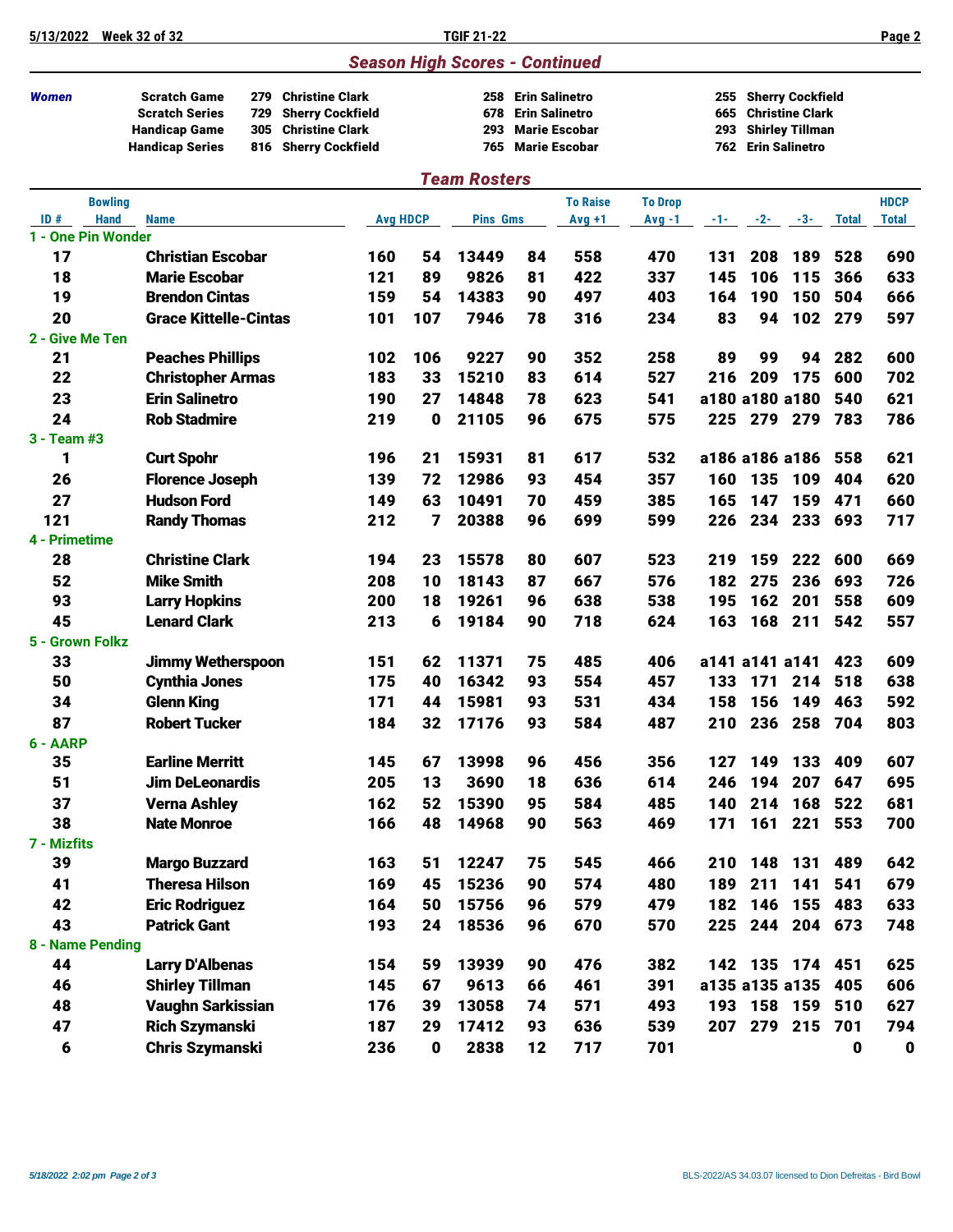## Season High Scores - Continued

| *Women* | | | | | | | |
|---|---|---|---|---|---|---|---|
| Scratch Game | 279 | Christine Clark | 258 | Erin Salinetro | 255 | Sherry Cockfield |
| Scratch Series | 729 | Sherry Cockfield | 678 | Erin Salinetro | 665 | Christine Clark |
| Handicap Game | 305 | Christine Clark | 293 | Marie Escobar | 293 | Shirley Tillman |
| Handicap Series | 816 | Sherry Cockfield | 765 | Marie Escobar | 762 | Erin Salinetro |

## Team Rosters

| ID # | Bowling Hand | Name | Avg | HDCP | Pins | Gms | To Raise Avg +1 | To Drop Avg -1 | -1- | -2- | -3- | Total | HDCP Total |
|---|---|---|---|---|---|---|---|---|---|---|---|---|---|
| **1 - One Pin Wonder** | | | | | | | | | | | | | |
| 17 | | Christian Escobar | 160 | 54 | 13449 | 84 | 558 | 470 | 131 | 208 | 189 | 528 | 690 |
| 18 | | Marie Escobar | 121 | 89 | 9826 | 81 | 422 | 337 | 145 | 106 | 115 | 366 | 633 |
| 19 | | Brendon Cintas | 159 | 54 | 14383 | 90 | 497 | 403 | 164 | 190 | 150 | 504 | 666 |
| 20 | | Grace Kittelle-Cintas | 101 | 107 | 7946 | 78 | 316 | 234 | 83 | 94 | 102 | 279 | 597 |
| **2 - Give Me Ten** | | | | | | | | | | | | | |
| 21 | | Peaches Phillips | 102 | 106 | 9227 | 90 | 352 | 258 | 89 | 99 | 94 | 282 | 600 |
| 22 | | Christopher Armas | 183 | 33 | 15210 | 83 | 614 | 527 | 216 | 209 | 175 | 600 | 702 |
| 23 | | Erin Salinetro | 190 | 27 | 14848 | 78 | 623 | 541 | a180 | a180 | a180 | 540 | 621 |
| 24 | | Rob Stadmire | 219 | 0 | 21105 | 96 | 675 | 575 | 225 | 279 | 279 | 783 | 786 |
| **3 - Team #3** | | | | | | | | | | | | | |
| 1 | | Curt Spohr | 196 | 21 | 15931 | 81 | 617 | 532 | a186 | a186 | a186 | 558 | 621 |
| 26 | | Florence Joseph | 139 | 72 | 12986 | 93 | 454 | 357 | 160 | 135 | 109 | 404 | 620 |
| 27 | | Hudson Ford | 149 | 63 | 10491 | 70 | 459 | 385 | 165 | 147 | 159 | 471 | 660 |
| 121 | | Randy Thomas | 212 | 7 | 20388 | 96 | 699 | 599 | 226 | 234 | 233 | 693 | 717 |
| **4 - Primetime** | | | | | | | | | | | | | |
| 28 | | Christine Clark | 194 | 23 | 15578 | 80 | 607 | 523 | 219 | 159 | 222 | 600 | 669 |
| 52 | | Mike Smith | 208 | 10 | 18143 | 87 | 667 | 576 | 182 | 275 | 236 | 693 | 726 |
| 93 | | Larry Hopkins | 200 | 18 | 19261 | 96 | 638 | 538 | 195 | 162 | 201 | 558 | 609 |
| 45 | | Lenard Clark | 213 | 6 | 19184 | 90 | 718 | 624 | 163 | 168 | 211 | 542 | 557 |
| **5 - Grown Folkz** | | | | | | | | | | | | | |
| 33 | | Jimmy Wetherspoon | 151 | 62 | 11371 | 75 | 485 | 406 | a141 | a141 | a141 | 423 | 609 |
| 50 | | Cynthia Jones | 175 | 40 | 16342 | 93 | 554 | 457 | 133 | 171 | 214 | 518 | 638 |
| 34 | | Glenn King | 171 | 44 | 15981 | 93 | 531 | 434 | 158 | 156 | 149 | 463 | 592 |
| 87 | | Robert Tucker | 184 | 32 | 17176 | 93 | 584 | 487 | 210 | 236 | 258 | 704 | 803 |
| **6 - AARP** | | | | | | | | | | | | | |
| 35 | | Earline Merritt | 145 | 67 | 13998 | 96 | 456 | 356 | 127 | 149 | 133 | 409 | 607 |
| 51 | | Jim DeLeonardis | 205 | 13 | 3690 | 18 | 636 | 614 | 246 | 194 | 207 | 647 | 695 |
| 37 | | Verna Ashley | 162 | 52 | 15390 | 95 | 584 | 485 | 140 | 214 | 168 | 522 | 681 |
| 38 | | Nate Monroe | 166 | 48 | 14968 | 90 | 563 | 469 | 171 | 161 | 221 | 553 | 700 |
| **7 - Mizfits** | | | | | | | | | | | | | |
| 39 | | Margo Buzzard | 163 | 51 | 12247 | 75 | 545 | 466 | 210 | 148 | 131 | 489 | 642 |
| 41 | | Theresa Hilson | 169 | 45 | 15236 | 90 | 574 | 480 | 189 | 211 | 141 | 541 | 679 |
| 42 | | Eric Rodriguez | 164 | 50 | 15756 | 96 | 579 | 479 | 182 | 146 | 155 | 483 | 633 |
| 43 | | Patrick Gant | 193 | 24 | 18536 | 96 | 670 | 570 | 225 | 244 | 204 | 673 | 748 |
| **8 - Name Pending** | | | | | | | | | | | | | |
| 44 | | Larry D'Albenas | 154 | 59 | 13939 | 90 | 476 | 382 | 142 | 135 | 174 | 451 | 625 |
| 46 | | Shirley Tillman | 145 | 67 | 9613 | 66 | 461 | 391 | a135 | a135 | a135 | 405 | 606 |
| 48 | | Vaughn Sarkissian | 176 | 39 | 13058 | 74 | 571 | 493 | 193 | 158 | 159 | 510 | 627 |
| 47 | | Rich Szymanski | 187 | 29 | 17412 | 93 | 636 | 539 | 207 | 279 | 215 | 701 | 794 |
| 6 | | Chris Szymanski | 236 | 0 | 2838 | 12 | 717 | 701 | | | | 0 | 0 |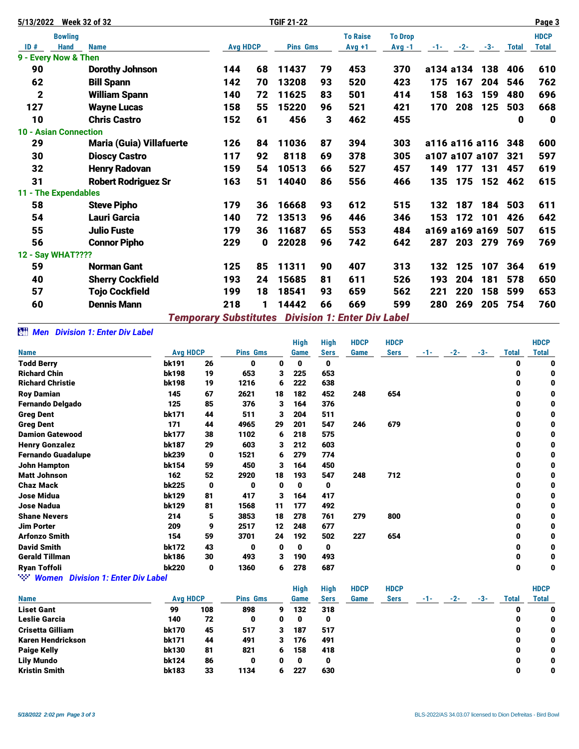| ID # | Bowling Hand | Name | Avg | HDCP | Pins | Gms | To Raise Avg +1 | To Drop Avg -1 | -1- | -2- | -3- | Total | HDCP Total |
|---|---|---|---|---|---|---|---|---|---|---|---|---|---|
| **9 - Every Now & Then** | | | | | | | | | | | | | |
| 90 | | Dorothy Johnson | 144 | 68 | 11437 | 79 | 453 | 370 | a134 | a134 | 138 | 406 | 610 |
| 62 | | Bill Spann | 142 | 70 | 13208 | 93 | 520 | 423 | 175 | 167 | 204 | 546 | 762 |
| 2 | | William Spann | 140 | 72 | 11625 | 83 | 501 | 414 | 158 | 163 | 159 | 480 | 696 |
| 127 | | Wayne Lucas | 158 | 55 | 15220 | 96 | 521 | 421 | 170 | 208 | 125 | 503 | 668 |
| 10 | | Chris Castro | 152 | 61 | 456 | 3 | 462 | 455 | | | | 0 | 0 |
| **10 - Asian Connection** | | | | | | | | | | | | | |
| 29 | | Maria (Guia) Villafuerte | 126 | 84 | 11036 | 87 | 394 | 303 | a116 | a116 | a116 | 348 | 600 |
| 30 | | Dioscy Castro | 117 | 92 | 8118 | 69 | 378 | 305 | a107 | a107 | a107 | 321 | 597 |
| 32 | | Henry Radovan | 159 | 54 | 10513 | 66 | 527 | 457 | 149 | 177 | 131 | 457 | 619 |
| 31 | | Robert Rodriguez Sr | 163 | 51 | 14040 | 86 | 556 | 466 | 135 | 175 | 152 | 462 | 615 |
| **11 - The Expendables** | | | | | | | | | | | | | |
| 58 | | Steve Pipho | 179 | 36 | 16668 | 93 | 612 | 515 | 132 | 187 | 184 | 503 | 611 |
| 54 | | Lauri Garcia | 140 | 72 | 13513 | 96 | 446 | 346 | 153 | 172 | 101 | 426 | 642 |
| 55 | | Julio Fuste | 179 | 36 | 11687 | 65 | 553 | 484 | a169 | a169 | a169 | 507 | 615 |
| 56 | | Connor Pipho | 229 | 0 | 22028 | 96 | 742 | 642 | 287 | 203 | 279 | 769 | 769 |
| **12 - Say WHAT????** | | | | | | | | | | | | | |
| 59 | | Norman Gant | 125 | 85 | 11311 | 90 | 407 | 313 | 132 | 125 | 107 | 364 | 619 |
| 40 | | Sherry Cockfield | 193 | 24 | 15685 | 81 | 611 | 526 | 193 | 204 | 181 | 578 | 650 |
| 57 | | Tojo Cockfield | 199 | 18 | 18541 | 93 | 659 | 562 | 221 | 220 | 158 | 599 | 653 |
| 60 | | Dennis Mann | 218 | 1 | 14442 | 66 | 669 | 599 | 280 | 269 | 205 | 754 | 760 |

## *Temporary Substitutes Division 1: Enter Div Label*

### *Men Division 1: Enter Div Label*

| Name | Avg | HDCP | Pins | Gms | High Game | High Sers | HDCP Game | HDCP Sers | -1- | -2- | -3- | Total | HDCP Total |
|---|---|---|---|---|---|---|---|---|---|---|---|---|---|
| Todd Berry | bk191 | 26 | 0 | 0 | 0 | 0 | | | | | | 0 | 0 |
| Richard Chin | bk198 | 19 | 653 | 3 | 225 | 653 | | | | | | 0 | 0 |
| Richard Christie | bk198 | 19 | 1216 | 6 | 222 | 638 | | | | | | 0 | 0 |
| Roy Damian | 145 | 67 | 2621 | 18 | 182 | 452 | 248 | 654 | | | | 0 | 0 |
| Fernando Delgado | 125 | 85 | 376 | 3 | 164 | 376 | | | | | | 0 | 0 |
| Greg Dent | bk171 | 44 | 511 | 3 | 204 | 511 | | | | | | 0 | 0 |
| Greg Dent | 171 | 44 | 4965 | 29 | 201 | 547 | 246 | 679 | | | | 0 | 0 |
| Damion Gatewood | bk177 | 38 | 1102 | 6 | 218 | 575 | | | | | | 0 | 0 |
| Henry Gonzalez | bk187 | 29 | 603 | 3 | 212 | 603 | | | | | | 0 | 0 |
| Fernando Guadalupe | bk239 | 0 | 1521 | 6 | 279 | 774 | | | | | | 0 | 0 |
| John Hampton | bk154 | 59 | 450 | 3 | 164 | 450 | | | | | | 0 | 0 |
| Matt Johnson | 162 | 52 | 2920 | 18 | 193 | 547 | 248 | 712 | | | | 0 | 0 |
| Chaz Mack | bk225 | 0 | 0 | 0 | 0 | 0 | | | | | | 0 | 0 |
| Jose Midua | bk129 | 81 | 417 | 3 | 164 | 417 | | | | | | 0 | 0 |
| Jose Nadua | bk129 | 81 | 1568 | 11 | 177 | 492 | | | | | | 0 | 0 |
| Shane Nevers | 214 | 5 | 3853 | 18 | 278 | 761 | 279 | 800 | | | | 0 | 0 |
| Jim Porter | 209 | 9 | 2517 | 12 | 248 | 677 | | | | | | 0 | 0 |
| Arfonzo Smith | 154 | 59 | 3701 | 24 | 192 | 502 | 227 | 654 | | | | 0 | 0 |
| David Smith | bk172 | 43 | 0 | 0 | 0 | 0 | | | | | | 0 | 0 |
| Gerald Tillman | bk186 | 30 | 493 | 3 | 190 | 493 | | | | | | 0 | 0 |
| Ryan Toffoli | bk220 | 0 | 1360 | 6 | 278 | 687 | | | | | | 0 | 0 |

### *Women Division 1: Enter Div Label*

| Name | Avg | HDCP | Pins | Gms | High Game | High Sers | HDCP Game | HDCP Sers | -1- | -2- | -3- | Total | HDCP Total |
|---|---|---|---|---|---|---|---|---|---|---|---|---|---|
| Liset Gant | 99 | 108 | 898 | 9 | 132 | 318 | | | | | | 0 | 0 |
| Leslie Garcia | 140 | 72 | 0 | 0 | 0 | 0 | | | | | | 0 | 0 |
| Crisetta Gilliam | bk170 | 45 | 517 | 3 | 187 | 517 | | | | | | 0 | 0 |
| Karen Hendrickson | bk171 | 44 | 491 | 3 | 176 | 491 | | | | | | 0 | 0 |
| Paige Kelly | bk130 | 81 | 821 | 6 | 158 | 418 | | | | | | 0 | 0 |
| Lily Mundo | bk124 | 86 | 0 | 0 | 0 | 0 | | | | | | 0 | 0 |
| Kristin Smith | bk183 | 33 | 1134 | 6 | 227 | 630 | | | | | | 0 | 0 |